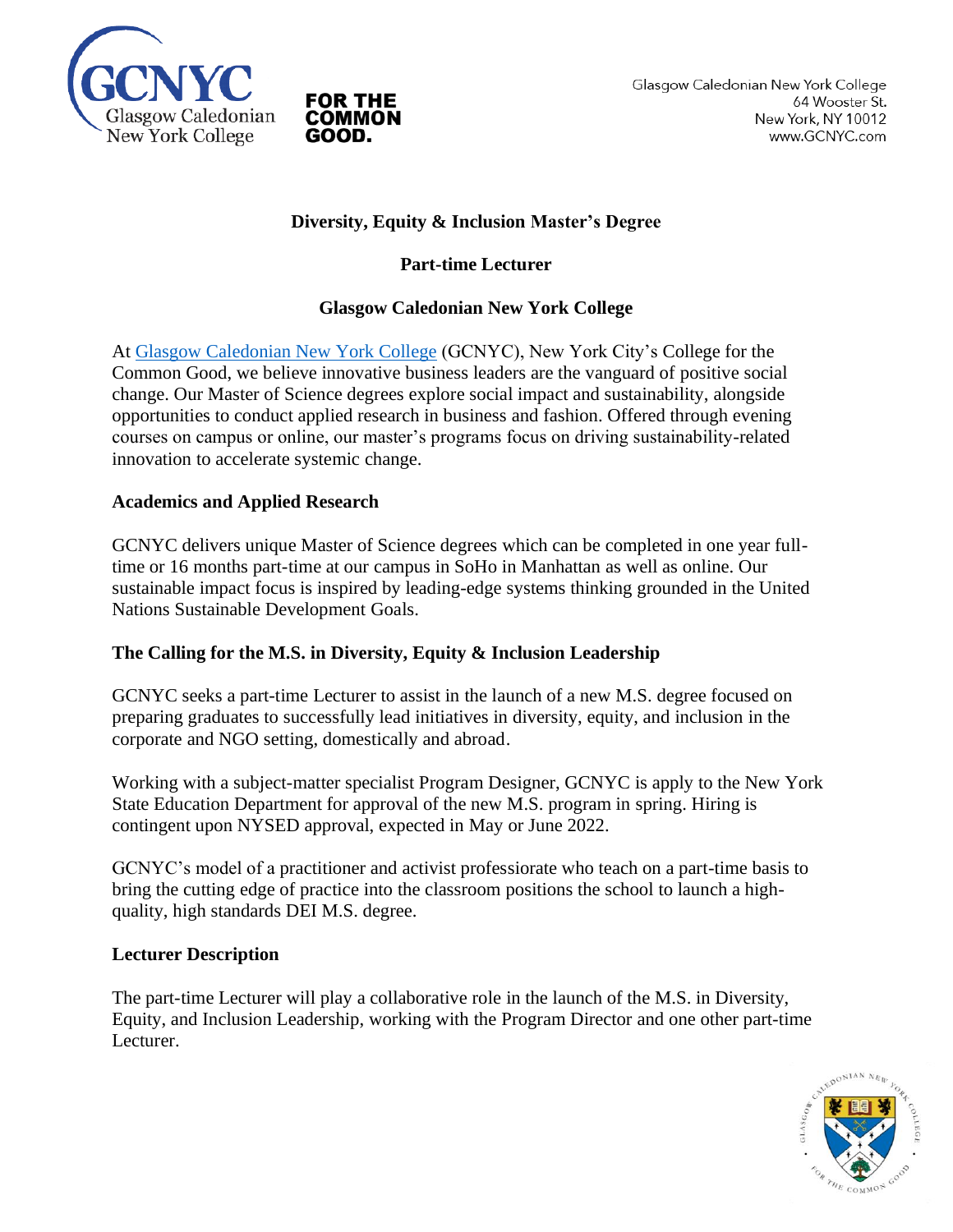Glasgow Caledonian New York College
64 Wooster St.
New York, NY 10012
www.GCNYC.com

# Diversity, Equity & Inclusion Master's Degree

## Part-time Lecturer

## Glasgow Caledonian New York College

At [Glasgow Caledonian New York College](www.GCNYC.com) (GCNYC), New York City's College for the Common Good, we believe innovative business leaders are the vanguard of positive social change. Our Master of Science degrees explore social impact and sustainability, alongside opportunities to conduct applied research in business and fashion. Offered through evening courses on campus or online, our master's programs focus on driving sustainability-related innovation to accelerate systemic change.

### Academics and Applied Research

GCNYC delivers unique Master of Science degrees which can be completed in one year full-time or 16 months part-time at our campus in SoHo in Manhattan as well as online. Our sustainable impact focus is inspired by leading-edge systems thinking grounded in the United Nations Sustainable Development Goals.

### The Calling for the M.S. in Diversity, Equity & Inclusion Leadership

GCNYC seeks a part-time Lecturer to assist in the launch of a new M.S. degree focused on preparing graduates to successfully lead initiatives in diversity, equity, and inclusion in the corporate and NGO setting, domestically and abroad.

Working with a subject-matter specialist Program Designer, GCNYC is apply to the New York State Education Department for approval of the new M.S. program in spring. Hiring is contingent upon NYSED approval, expected in May or June 2022.

GCNYC's model of a practitioner and activist professoriate who teach on a part-time basis to bring the cutting edge of practice into the classroom positions the school to launch a high-quality, high standards DEI M.S. degree.

### Lecturer Description

The part-time Lecturer will play a collaborative role in the launch of the M.S. in Diversity, Equity, and Inclusion Leadership, working with the Program Director and one other part-time Lecturer.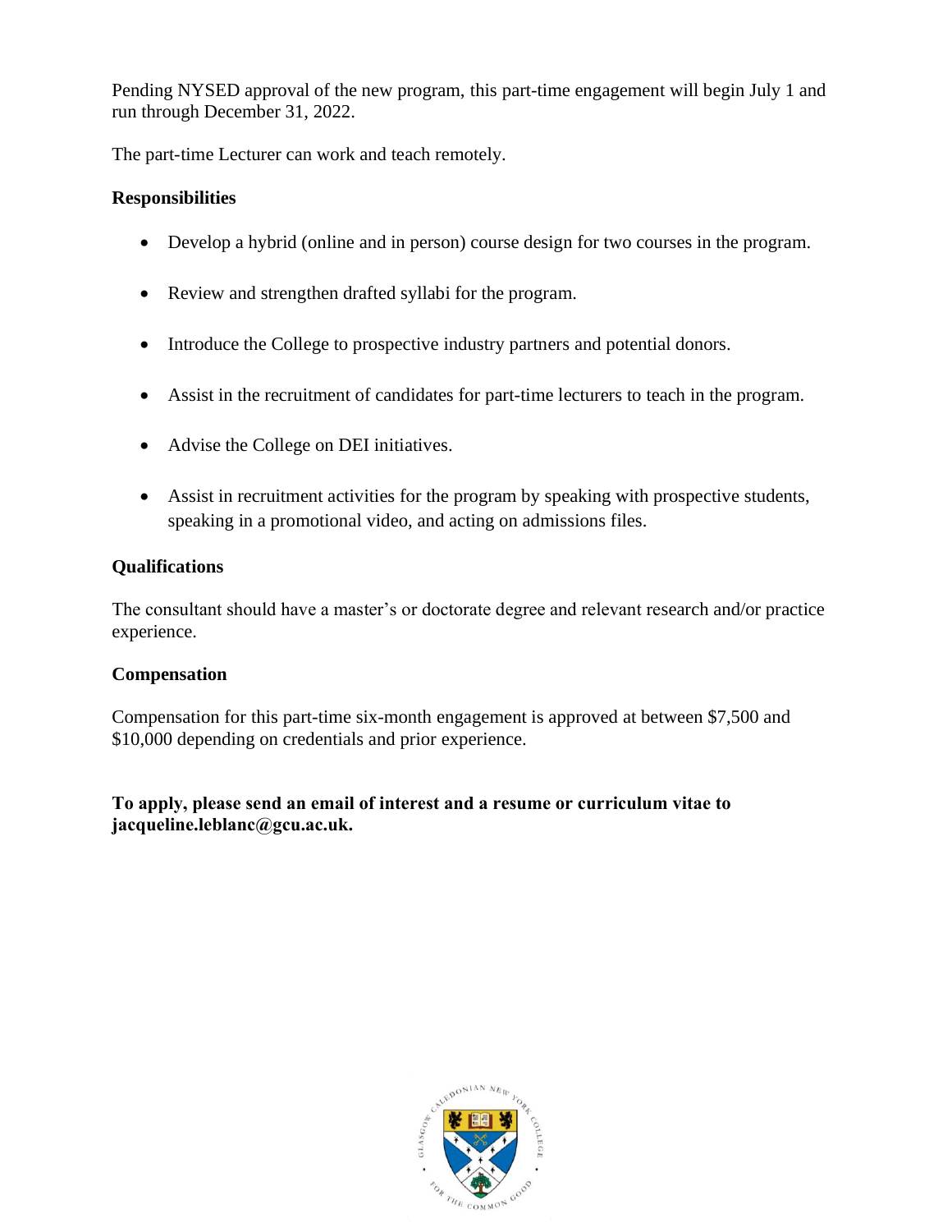Pending NYSED approval of the new program, this part-time engagement will begin July 1 and run through December 31, 2022.

The part-time Lecturer can work and teach remotely.

**Responsibilities**

- Develop a hybrid (online and in person) course design for two courses in the program.
- Review and strengthen drafted syllabi for the program.
- Introduce the College to prospective industry partners and potential donors.
- Assist in the recruitment of candidates for part-time lecturers to teach in the program.
- Advise the College on DEI initiatives.
- Assist in recruitment activities for the program by speaking with prospective students, speaking in a promotional video, and acting on admissions files.

**Qualifications**

The consultant should have a master's or doctorate degree and relevant research and/or practice experience.

**Compensation**

Compensation for this part-time six-month engagement is approved at between $7,500 and $10,000 depending on credentials and prior experience.

**To apply, please send an email of interest and a resume or curriculum vitae to jacqueline.leblanc@gcu.ac.uk.**